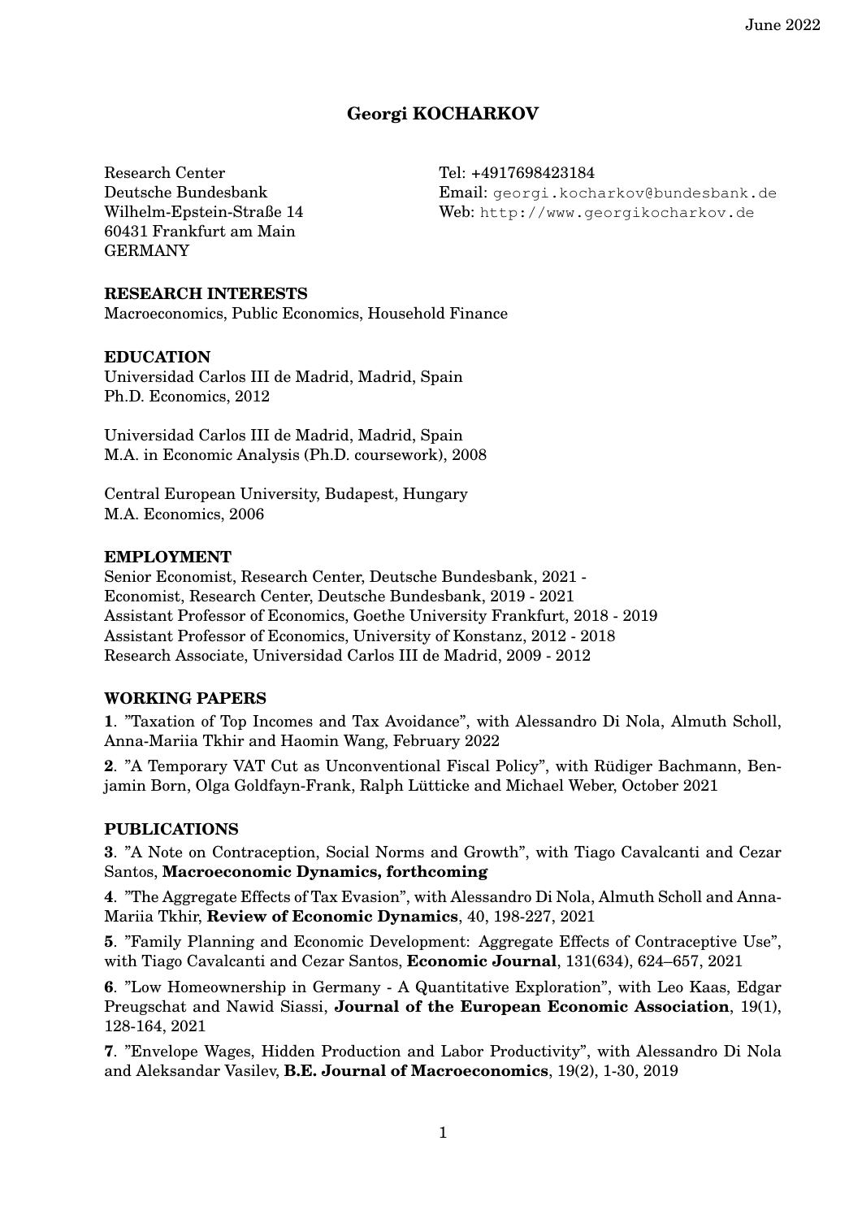June 2022

# Georgi KOCHARKOV

Research Center
Deutsche Bundesbank
Wilhelm-Epstein-Straße 14
60431 Frankfurt am Main
GERMANY

Tel: +4917698423184
Email: georgi.kocharkov@bundesbank.de
Web: http://www.georgikocharkov.de

## RESEARCH INTERESTS

Macroeconomics, Public Economics, Household Finance

## EDUCATION

Universidad Carlos III de Madrid, Madrid, Spain
Ph.D. Economics, 2012

Universidad Carlos III de Madrid, Madrid, Spain
M.A. in Economic Analysis (Ph.D. coursework), 2008

Central European University, Budapest, Hungary
M.A. Economics, 2006

## EMPLOYMENT

Senior Economist, Research Center, Deutsche Bundesbank, 2021 -
Economist, Research Center, Deutsche Bundesbank, 2019 - 2021
Assistant Professor of Economics, Goethe University Frankfurt, 2018 - 2019
Assistant Professor of Economics, University of Konstanz, 2012 - 2018
Research Associate, Universidad Carlos III de Madrid, 2009 - 2012

## WORKING PAPERS

**1**. "Taxation of Top Incomes and Tax Avoidance", with Alessandro Di Nola, Almuth Scholl, Anna-Mariia Tkhir and Haomin Wang, February 2022

**2**. "A Temporary VAT Cut as Unconventional Fiscal Policy", with Rüdiger Bachmann, Benjamin Born, Olga Goldfayn-Frank, Ralph Lütticke and Michael Weber, October 2021

## PUBLICATIONS

**3**. "A Note on Contraception, Social Norms and Growth", with Tiago Cavalcanti and Cezar Santos, **Macroeconomic Dynamics, forthcoming**

**4**. "The Aggregate Effects of Tax Evasion", with Alessandro Di Nola, Almuth Scholl and Anna-Mariia Tkhir, **Review of Economic Dynamics**, 40, 198-227, 2021

**5**. "Family Planning and Economic Development: Aggregate Effects of Contraceptive Use", with Tiago Cavalcanti and Cezar Santos, **Economic Journal**, 131(634), 624–657, 2021

**6**. "Low Homeownership in Germany - A Quantitative Exploration", with Leo Kaas, Edgar Preugschat and Nawid Siassi, **Journal of the European Economic Association**, 19(1), 128-164, 2021

**7**. "Envelope Wages, Hidden Production and Labor Productivity", with Alessandro Di Nola and Aleksandar Vasilev, **B.E. Journal of Macroeconomics**, 19(2), 1-30, 2019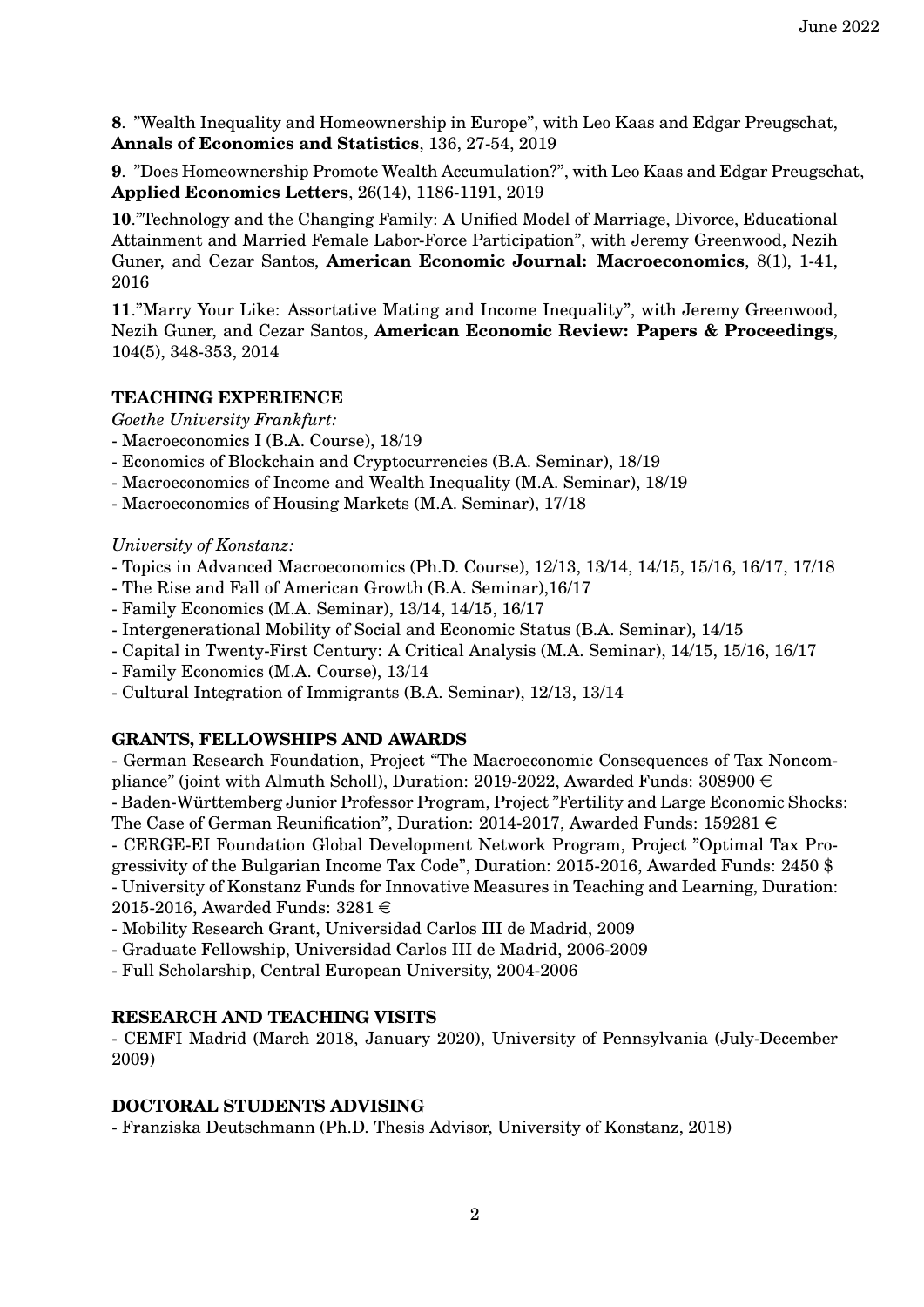**8**. "Wealth Inequality and Homeownership in Europe", with Leo Kaas and Edgar Preugschat, **Annals of Economics and Statistics**, 136, 27-54, 2019

**9**. "Does Homeownership Promote Wealth Accumulation?", with Leo Kaas and Edgar Preugschat, **Applied Economics Letters**, 26(14), 1186-1191, 2019

**10**."Technology and the Changing Family: A Unified Model of Marriage, Divorce, Educational Attainment and Married Female Labor-Force Participation", with Jeremy Greenwood, Nezih Guner, and Cezar Santos, **American Economic Journal: Macroeconomics**, 8(1), 1-41, 2016

**11**."Marry Your Like: Assortative Mating and Income Inequality", with Jeremy Greenwood, Nezih Guner, and Cezar Santos, **American Economic Review: Papers & Proceedings**, 104(5), 348-353, 2014

## TEACHING EXPERIENCE

*Goethe University Frankfurt:*

- Macroeconomics I (B.A. Course), 18/19
- Economics of Blockchain and Cryptocurrencies (B.A. Seminar), 18/19
- Macroeconomics of Income and Wealth Inequality (M.A. Seminar), 18/19
- Macroeconomics of Housing Markets (M.A. Seminar), 17/18

*University of Konstanz:*

- Topics in Advanced Macroeconomics (Ph.D. Course), 12/13, 13/14, 14/15, 15/16, 16/17, 17/18
- The Rise and Fall of American Growth (B.A. Seminar),16/17
- Family Economics (M.A. Seminar), 13/14, 14/15, 16/17
- Intergenerational Mobility of Social and Economic Status (B.A. Seminar), 14/15
- Capital in Twenty-First Century: A Critical Analysis (M.A. Seminar), 14/15, 15/16, 16/17
- Family Economics (M.A. Course), 13/14
- Cultural Integration of Immigrants (B.A. Seminar), 12/13, 13/14

## GRANTS, FELLOWSHIPS AND AWARDS

- German Research Foundation, Project "The Macroeconomic Consequences of Tax Noncompliance" (joint with Almuth Scholl), Duration: 2019-2022, Awarded Funds: 308900 €
- Baden-Württemberg Junior Professor Program, Project "Fertility and Large Economic Shocks: The Case of German Reunification", Duration: 2014-2017, Awarded Funds: 159281 €
- CERGE-EI Foundation Global Development Network Program, Project "Optimal Tax Progressivity of the Bulgarian Income Tax Code", Duration: 2015-2016, Awarded Funds: 2450 $
- University of Konstanz Funds for Innovative Measures in Teaching and Learning, Duration: 2015-2016, Awarded Funds: 3281 €
- Mobility Research Grant, Universidad Carlos III de Madrid, 2009
- Graduate Fellowship, Universidad Carlos III de Madrid, 2006-2009
- Full Scholarship, Central European University, 2004-2006

## RESEARCH AND TEACHING VISITS

- CEMFI Madrid (March 2018, January 2020), University of Pennsylvania (July-December 2009)

## DOCTORAL STUDENTS ADVISING

- Franziska Deutschmann (Ph.D. Thesis Advisor, University of Konstanz, 2018)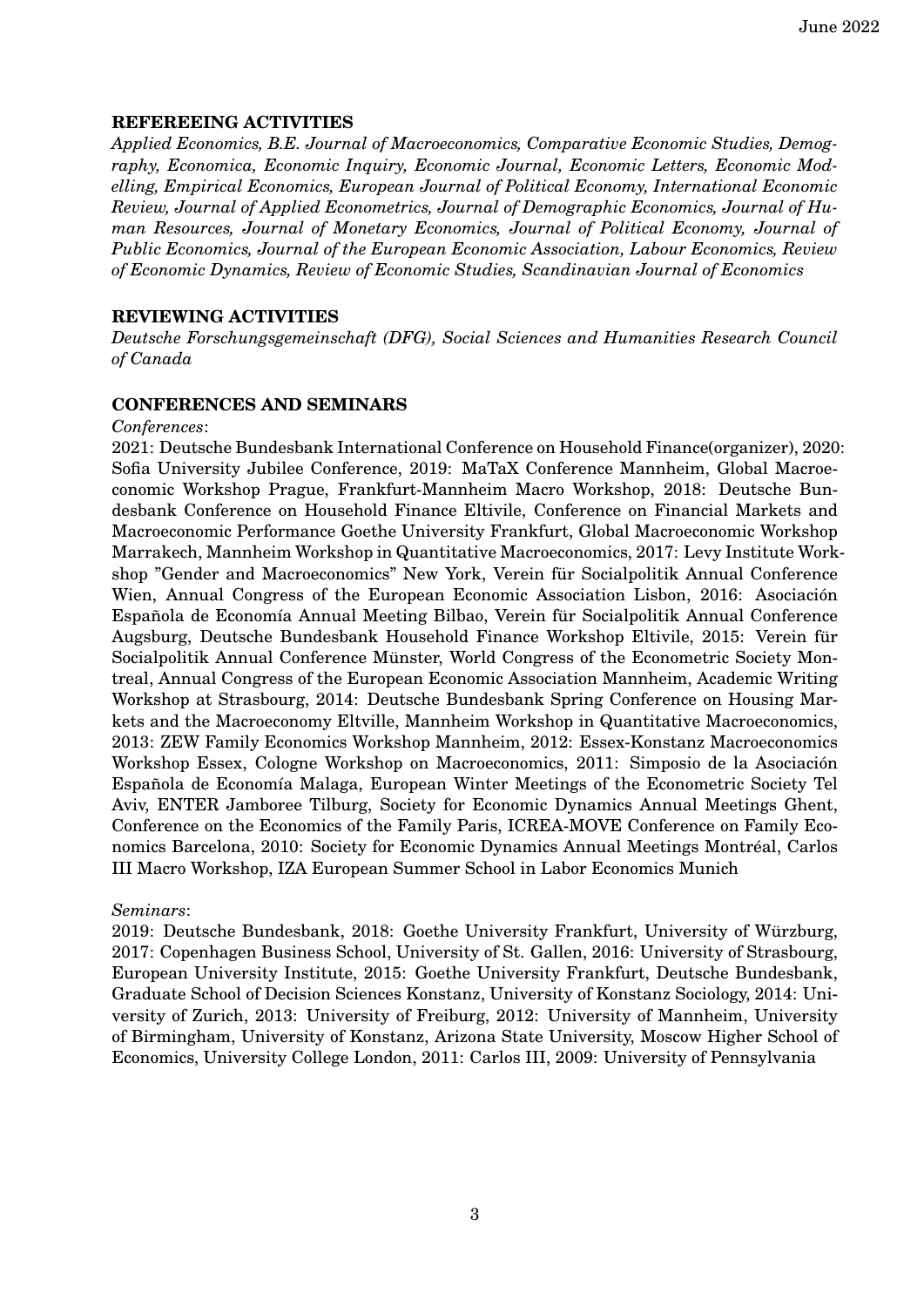**REFEREEING ACTIVITIES**

*Applied Economics, B.E. Journal of Macroeconomics, Comparative Economic Studies, Demography, Economica, Economic Inquiry, Economic Journal, Economic Letters, Economic Modelling, Empirical Economics, European Journal of Political Economy, International Economic Review, Journal of Applied Econometrics, Journal of Demographic Economics, Journal of Human Resources, Journal of Monetary Economics, Journal of Political Economy, Journal of Public Economics, Journal of the European Economic Association, Labour Economics, Review of Economic Dynamics, Review of Economic Studies, Scandinavian Journal of Economics*

**REVIEWING ACTIVITIES**

*Deutsche Forschungsgemeinschaft (DFG), Social Sciences and Humanities Research Council of Canada*

**CONFERENCES AND SEMINARS**

*Conferences*:

2021: Deutsche Bundesbank International Conference on Household Finance(organizer), 2020: Sofia University Jubilee Conference, 2019: MaTaX Conference Mannheim, Global Macroeconomic Workshop Prague, Frankfurt-Mannheim Macro Workshop, 2018: Deutsche Bundesbank Conference on Household Finance Eltivile, Conference on Financial Markets and Macroeconomic Performance Goethe University Frankfurt, Global Macroeconomic Workshop Marrakech, Mannheim Workshop in Quantitative Macroeconomics, 2017: Levy Institute Workshop "Gender and Macroeconomics" New York, Verein für Socialpolitik Annual Conference Wien, Annual Congress of the European Economic Association Lisbon, 2016: Asociación Española de Economía Annual Meeting Bilbao, Verein für Socialpolitik Annual Conference Augsburg, Deutsche Bundesbank Household Finance Workshop Eltivile, 2015: Verein für Socialpolitik Annual Conference Münster, World Congress of the Econometric Society Montreal, Annual Congress of the European Economic Association Mannheim, Academic Writing Workshop at Strasbourg, 2014: Deutsche Bundesbank Spring Conference on Housing Markets and the Macroeconomy Eltville, Mannheim Workshop in Quantitative Macroeconomics, 2013: ZEW Family Economics Workshop Mannheim, 2012: Essex-Konstanz Macroeconomics Workshop Essex, Cologne Workshop on Macroeconomics, 2011: Simposio de la Asociación Española de Economía Malaga, European Winter Meetings of the Econometric Society Tel Aviv, ENTER Jamboree Tilburg, Society for Economic Dynamics Annual Meetings Ghent, Conference on the Economics of the Family Paris, ICREA-MOVE Conference on Family Economics Barcelona, 2010: Society for Economic Dynamics Annual Meetings Montréal, Carlos III Macro Workshop, IZA European Summer School in Labor Economics Munich

*Seminars*:

2019: Deutsche Bundesbank, 2018: Goethe University Frankfurt, University of Würzburg, 2017: Copenhagen Business School, University of St. Gallen, 2016: University of Strasbourg, European University Institute, 2015: Goethe University Frankfurt, Deutsche Bundesbank, Graduate School of Decision Sciences Konstanz, University of Konstanz Sociology, 2014: University of Zurich, 2013: University of Freiburg, 2012: University of Mannheim, University of Birmingham, University of Konstanz, Arizona State University, Moscow Higher School of Economics, University College London, 2011: Carlos III, 2009: University of Pennsylvania